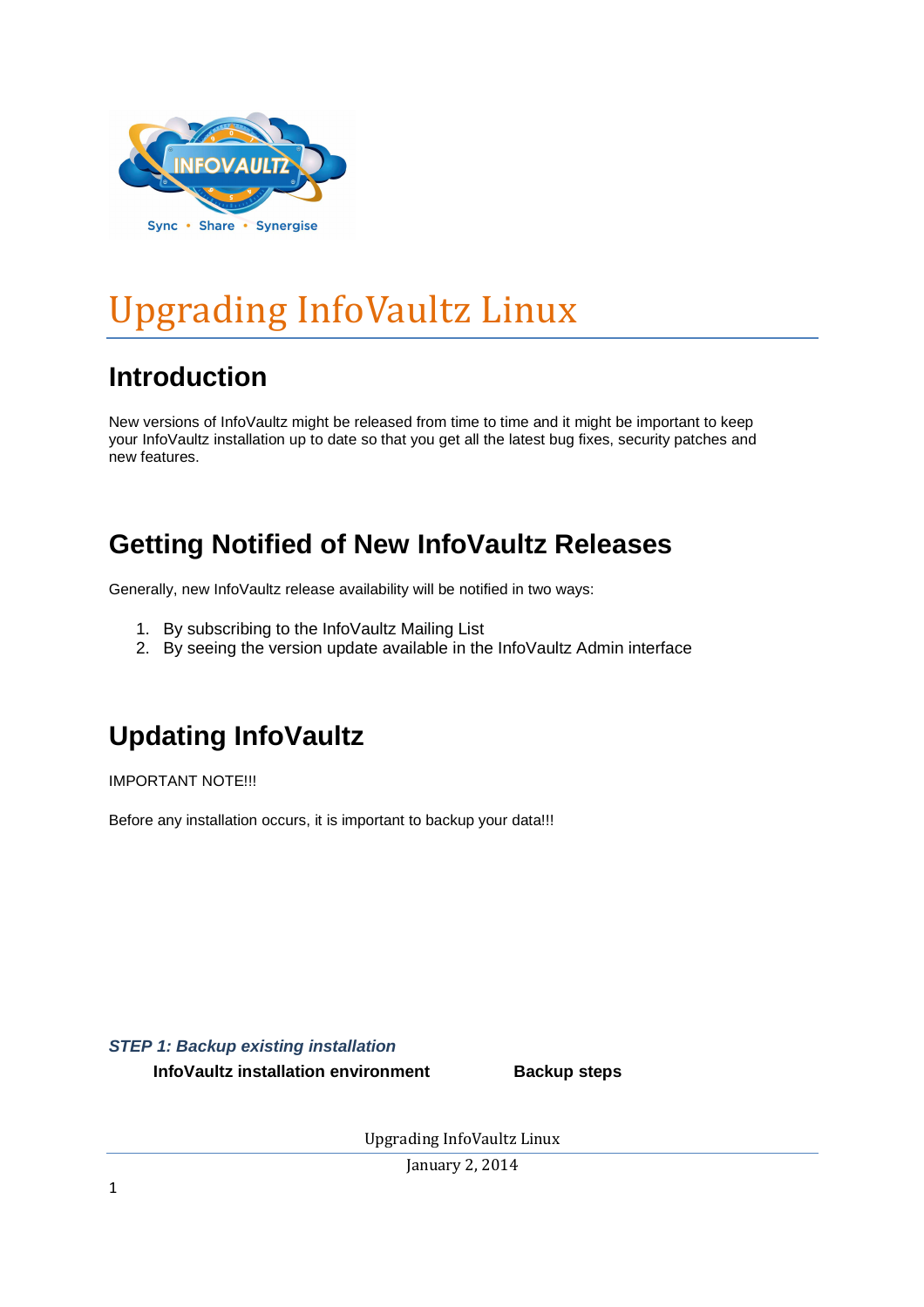# Upgrading InfoVaultz Linux

## Introduction

New versions of InfoVaultz might be released from time to time and it might be important to keep your InfoVaultz installation up to date so that you get all the latest bug fixes, security patches and new features.

## Getting Notified of New InfoVaultz Releases

Generally, new InfoVaultz release availability will be notified in two ways:

1. By subscribing to the InfoVaultz Mailing List
2. By seeing the version update available in the InfoVaultz Admin interface

## Updating InfoVaultz

IMPORTANT NOTE!!!

Before any installation occurs, it is important to backup your data!!!

### *STEP 1: Backup existing installation*

| InfoVaultz installation environment | Backup steps |
|---|---|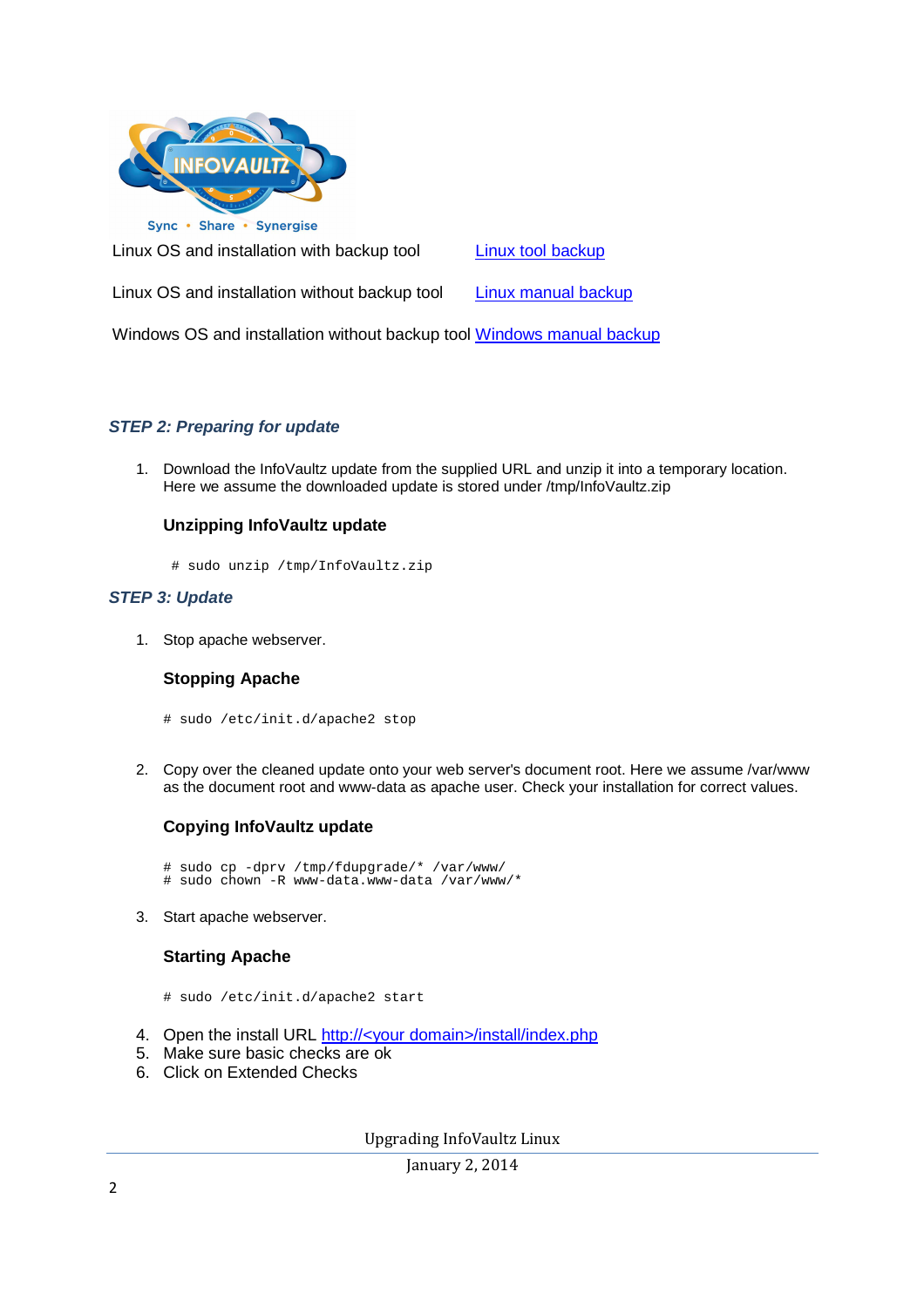Sync • Share • Synergise

Linux OS and installation with backup tool [Linux tool backup]

Linux OS and installation without backup tool [Linux manual backup]

Windows OS and installation without backup tool [Windows manual backup]

### *STEP 2: Preparing for update*

1. Download the InfoVaultz update from the supplied URL and unzip it into a temporary location. Here we assume the downloaded update is stored under /tmp/InfoVaultz.zip

   **Unzipping InfoVaultz update**

   ```
   # sudo unzip /tmp/InfoVaultz.zip
   ```

### *STEP 3: Update*

1. Stop apache webserver.

   **Stopping Apache**

   ```
   # sudo /etc/init.d/apache2 stop
   ```

2. Copy over the cleaned update onto your web server's document root. Here we assume /var/www as the document root and www-data as apache user. Check your installation for correct values.

   **Copying InfoVaultz update**

   ```
   # sudo cp -dprv /tmp/fdupgrade/* /var/www/
   # sudo chown -R www-data.www-data /var/www/*
   ```

3. Start apache webserver.

   **Starting Apache**

   ```
   # sudo /etc/init.d/apache2 start
   ```

4. Open the install URL http://<your domain>/install/index.php
5. Make sure basic checks are ok
6. Click on Extended Checks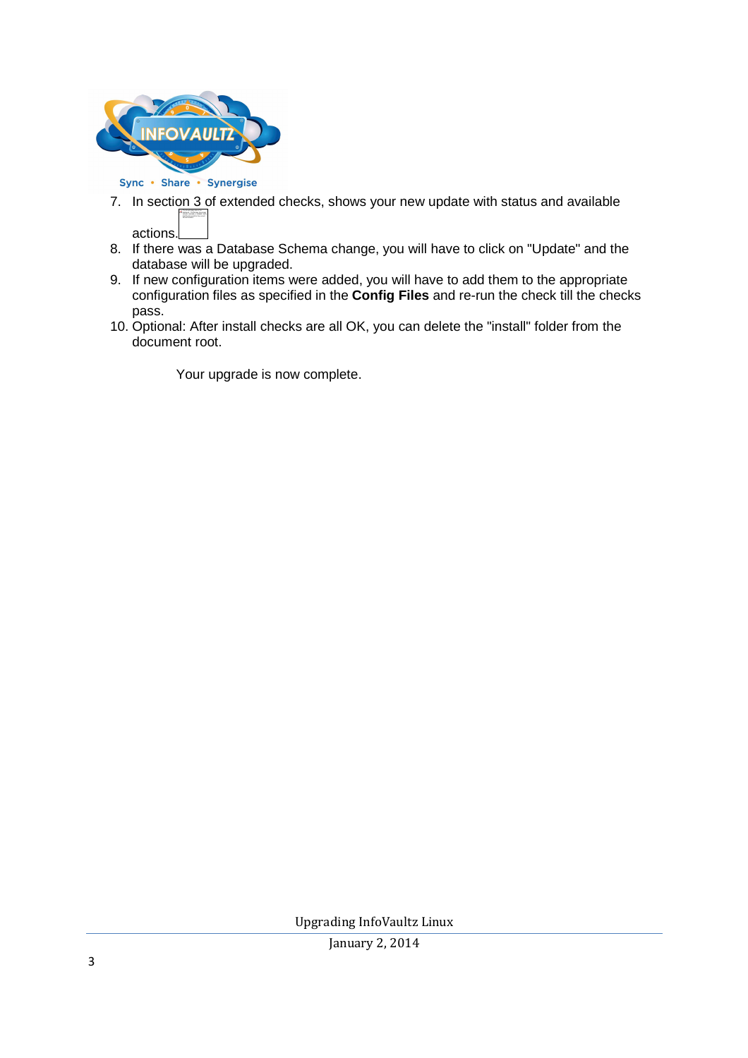7. In section 3 of extended checks, shows your new update with status and available actions.
8. If there was a Database Schema change, you will have to click on "Update" and the database will be upgraded.
9. If new configuration items were added, you will have to add them to the appropriate configuration files as specified in the **Config Files** and re-run the check till the checks pass.
10. Optional: After install checks are all OK, you can delete the "install" folder from the document root.

Your upgrade is now complete.